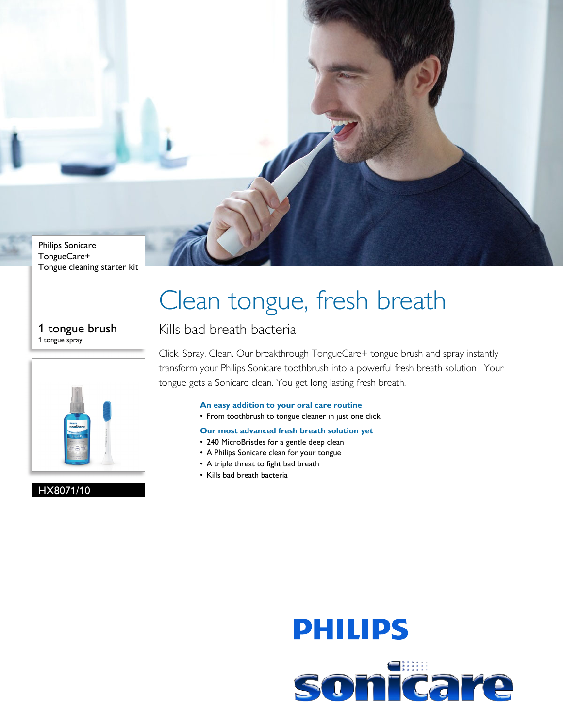Philips Sonicare
TongueCare+
Tongue cleaning starter kit

1 tongue brush
1 tongue spray

HX8071/10

# Clean tongue, fresh breath

## Kills bad breath bacteria

Click. Spray. Clean. Our breakthrough TongueCare+ tongue brush and spray instantly transform your Philips Sonicare toothbrush into a powerful fresh breath solution . Your tongue gets a Sonicare clean. You get long lasting fresh breath.

**An easy addition to your oral care routine**

- From toothbrush to tongue cleaner in just one click

**Our most advanced fresh breath solution yet**

- 240 MicroBristles for a gentle deep clean
- A Philips Sonicare clean for your tongue
- A triple threat to fight bad breath
- Kills bad breath bacteria

PHILIPS

sonicare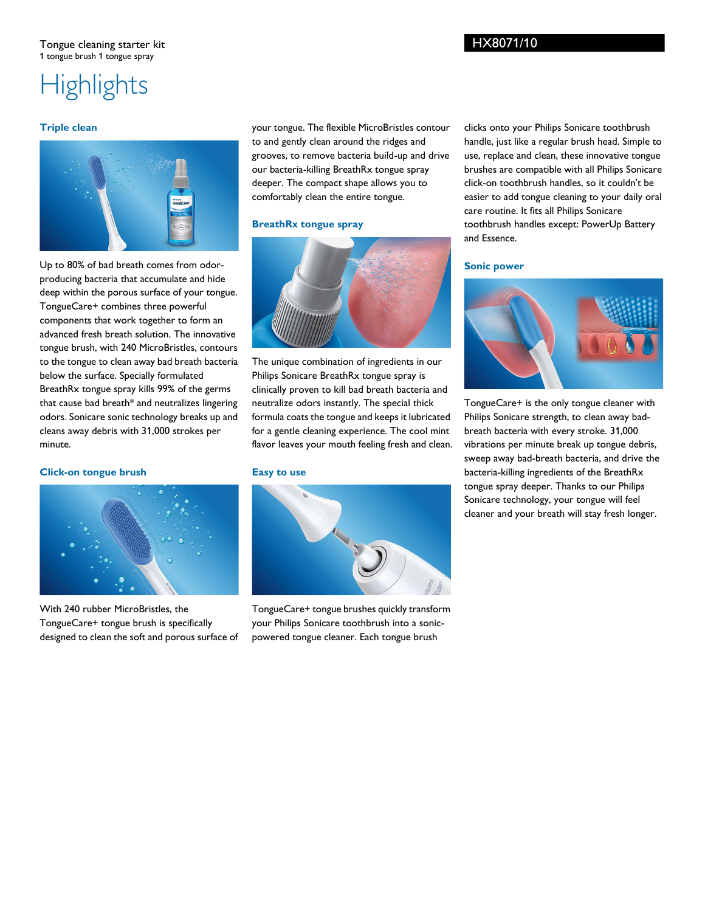Tongue cleaning starter kit
1 tongue brush 1 tongue spray

HX8071/10

# Highlights

### Triple clean

Up to 80% of bad breath comes from odor-producing bacteria that accumulate and hide deep within the porous surface of your tongue. TongueCare+ combines three powerful components that work together to form an advanced fresh breath solution. The innovative tongue brush, with 240 MicroBristles, contours to the tongue to clean away bad breath bacteria below the surface. Specially formulated BreathRx tongue spray kills 99% of the germs that cause bad breath* and neutralizes lingering odors. Sonicare sonic technology breaks up and cleans away debris with 31,000 strokes per minute.

### Click-on tongue brush

With 240 rubber MicroBristles, the TongueCare+ tongue brush is specifically designed to clean the soft and porous surface of your tongue. The flexible MicroBristles contour to and gently clean around the ridges and grooves, to remove bacteria build-up and drive our bacteria-killing BreathRx tongue spray deeper. The compact shape allows you to comfortably clean the entire tongue.

### BreathRx tongue spray

The unique combination of ingredients in our Philips Sonicare BreathRx tongue spray is clinically proven to kill bad breath bacteria and neutralize odors instantly. The special thick formula coats the tongue and keeps it lubricated for a gentle cleaning experience. The cool mint flavor leaves your mouth feeling fresh and clean.

### Easy to use

TongueCare+ tongue brushes quickly transform your Philips Sonicare toothbrush into a sonic-powered tongue cleaner. Each tongue brush clicks onto your Philips Sonicare toothbrush handle, just like a regular brush head. Simple to use, replace and clean, these innovative tongue brushes are compatible with all Philips Sonicare click-on toothbrush handles, so it couldn't be easier to add tongue cleaning to your daily oral care routine. It fits all Philips Sonicare toothbrush handles except: PowerUp Battery and Essence.

### Sonic power

TongueCare+ is the only tongue cleaner with Philips Sonicare strength, to clean away bad-breath bacteria with every stroke. 31,000 vibrations per minute break up tongue debris, sweep away bad-breath bacteria, and drive the bacteria-killing ingredients of the BreathRx tongue spray deeper. Thanks to our Philips Sonicare technology, your tongue will feel cleaner and your breath will stay fresh longer.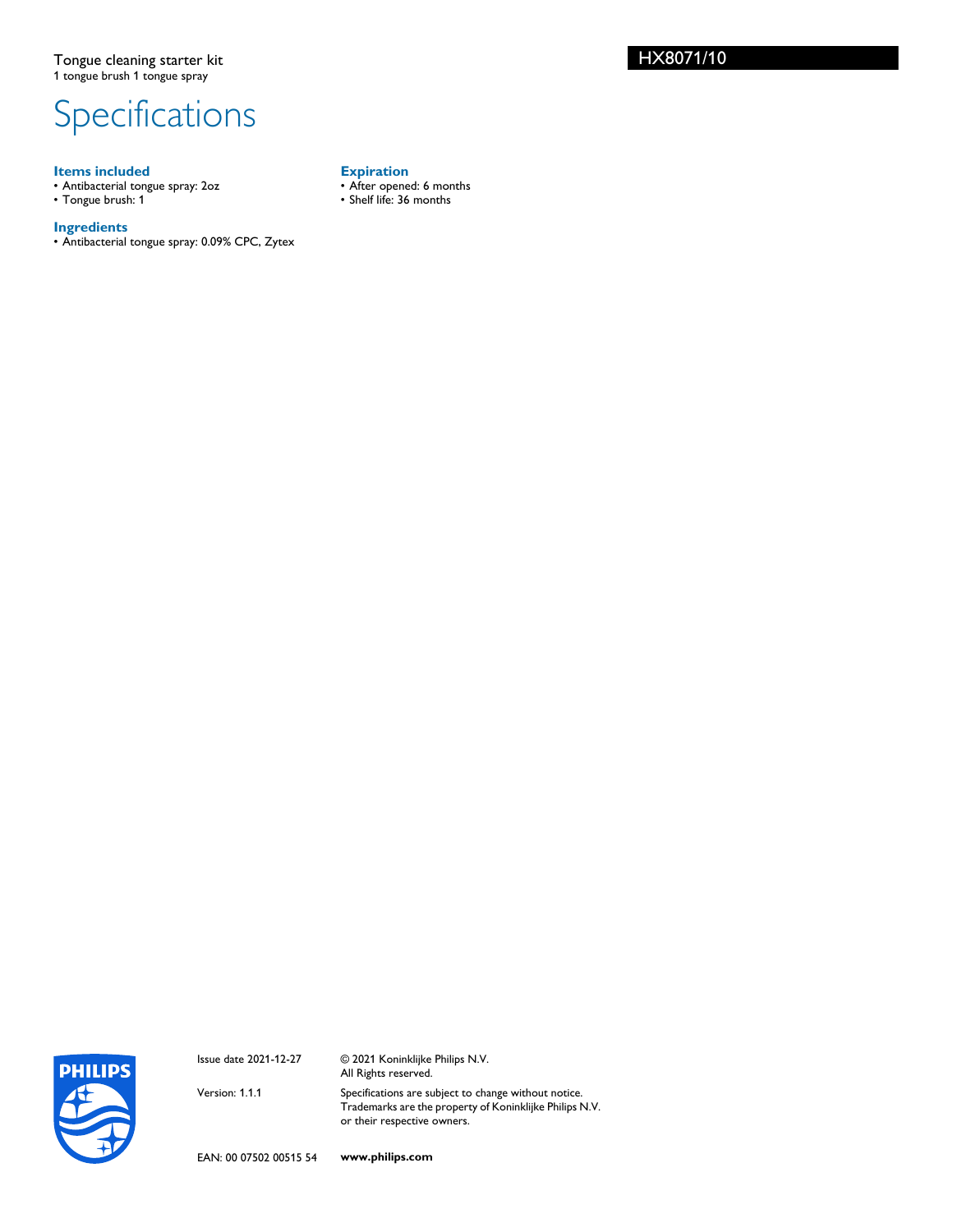Tongue cleaning starter kit
1 tongue brush 1 tongue spray

HX8071/10

# Specifications

### Items included
- Antibacterial tongue spray: 2oz
- Tongue brush: 1

### Ingredients
- Antibacterial tongue spray: 0.09% CPC, Zytex

### Expiration
- After opened: 6 months
- Shelf life: 36 months

Issue date 2021-12-27

Version: 1.1.1

EAN: 00 07502 00515 54

© 2021 Koninklijke Philips N.V.
All Rights reserved.

Specifications are subject to change without notice.
Trademarks are the property of Koninklijke Philips N.V.
or their respective owners.

**www.philips.com**